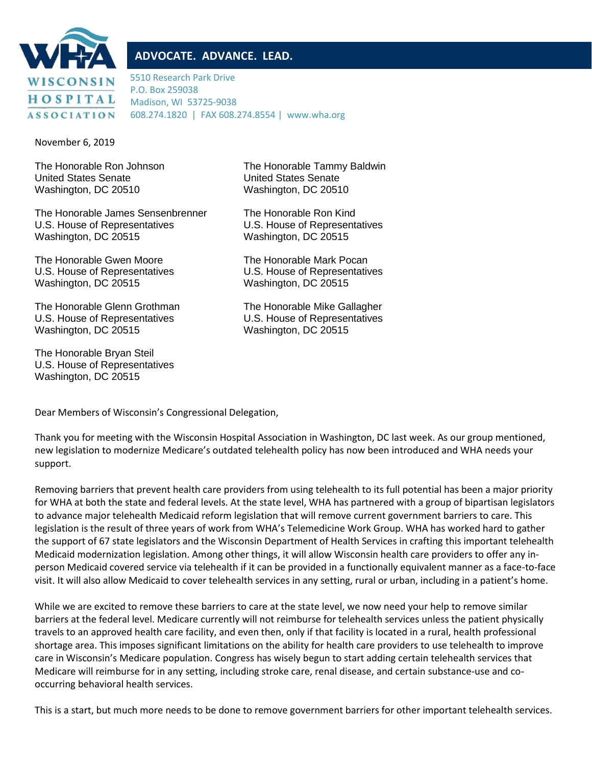**WISCONSIN HOSPITAL ASSOCIATION**

**ADVOCATE. ADVANCE. LEAD.**

5510 Research Park Drive
P.O. Box 259038
Madison, WI 53725-9038
608.274.1820 | FAX 608.274.8554 | www.wha.org

November 6, 2019

The Honorable Ron Johnson
United States Senate
Washington, DC 20510

The Honorable Tammy Baldwin
United States Senate
Washington, DC 20510

The Honorable James Sensenbrenner
U.S. House of Representatives
Washington, DC 20515

The Honorable Ron Kind
U.S. House of Representatives
Washington, DC 20515

The Honorable Gwen Moore
U.S. House of Representatives
Washington, DC 20515

The Honorable Mark Pocan
U.S. House of Representatives
Washington, DC 20515

The Honorable Glenn Grothman
U.S. House of Representatives
Washington, DC 20515

The Honorable Mike Gallagher
U.S. House of Representatives
Washington, DC 20515

The Honorable Bryan Steil
U.S. House of Representatives
Washington, DC 20515

Dear Members of Wisconsin's Congressional Delegation,

Thank you for meeting with the Wisconsin Hospital Association in Washington, DC last week. As our group mentioned, new legislation to modernize Medicare's outdated telehealth policy has now been introduced and WHA needs your support.

Removing barriers that prevent health care providers from using telehealth to its full potential has been a major priority for WHA at both the state and federal levels. At the state level, WHA has partnered with a group of bipartisan legislators to advance major telehealth Medicaid reform legislation that will remove current government barriers to care. This legislation is the result of three years of work from WHA's Telemedicine Work Group. WHA has worked hard to gather the support of 67 state legislators and the Wisconsin Department of Health Services in crafting this important telehealth Medicaid modernization legislation. Among other things, it will allow Wisconsin health care providers to offer any in-person Medicaid covered service via telehealth if it can be provided in a functionally equivalent manner as a face-to-face visit. It will also allow Medicaid to cover telehealth services in any setting, rural or urban, including in a patient's home.

While we are excited to remove these barriers to care at the state level, we now need your help to remove similar barriers at the federal level. Medicare currently will not reimburse for telehealth services unless the patient physically travels to an approved health care facility, and even then, only if that facility is located in a rural, health professional shortage area. This imposes significant limitations on the ability for health care providers to use telehealth to improve care in Wisconsin's Medicare population. Congress has wisely begun to start adding certain telehealth services that Medicare will reimburse for in any setting, including stroke care, renal disease, and certain substance-use and co-occurring behavioral health services.

This is a start, but much more needs to be done to remove government barriers for other important telehealth services.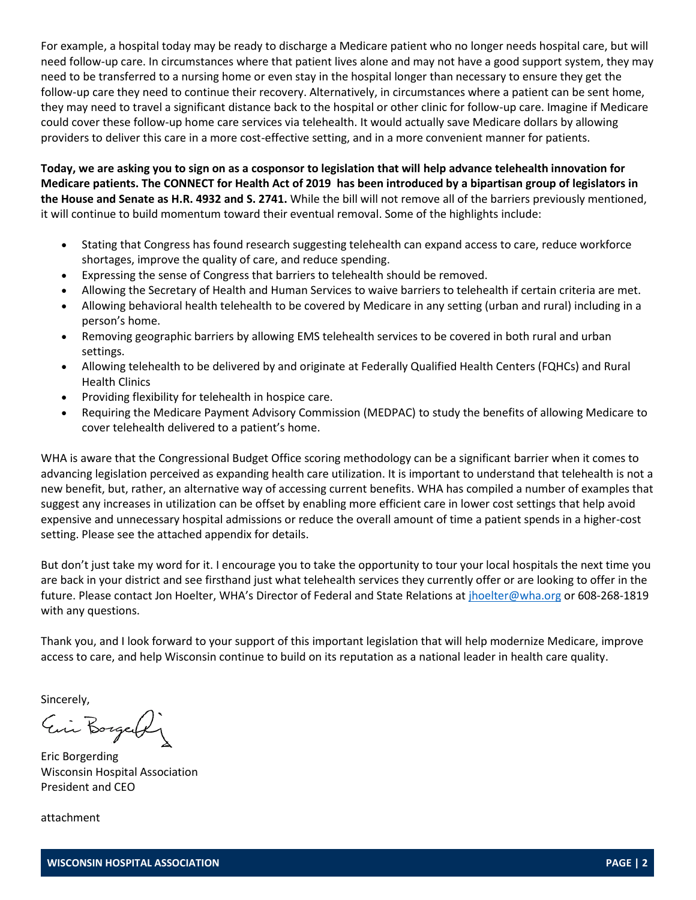For example, a hospital today may be ready to discharge a Medicare patient who no longer needs hospital care, but will need follow-up care. In circumstances where that patient lives alone and may not have a good support system, they may need to be transferred to a nursing home or even stay in the hospital longer than necessary to ensure they get the follow-up care they need to continue their recovery. Alternatively, in circumstances where a patient can be sent home, they may need to travel a significant distance back to the hospital or other clinic for follow-up care. Imagine if Medicare could cover these follow-up home care services via telehealth. It would actually save Medicare dollars by allowing providers to deliver this care in a more cost-effective setting, and in a more convenient manner for patients.

**Today, we are asking you to sign on as a cosponsor to legislation that will help advance telehealth innovation for Medicare patients. The CONNECT for Health Act of 2019 has been introduced by a bipartisan group of legislators in the House and Senate as H.R. 4932 and S. 2741.** While the bill will not remove all of the barriers previously mentioned, it will continue to build momentum toward their eventual removal. Some of the highlights include:

- Stating that Congress has found research suggesting telehealth can expand access to care, reduce workforce shortages, improve the quality of care, and reduce spending.
- Expressing the sense of Congress that barriers to telehealth should be removed.
- Allowing the Secretary of Health and Human Services to waive barriers to telehealth if certain criteria are met.
- Allowing behavioral health telehealth to be covered by Medicare in any setting (urban and rural) including in a person's home.
- Removing geographic barriers by allowing EMS telehealth services to be covered in both rural and urban settings.
- Allowing telehealth to be delivered by and originate at Federally Qualified Health Centers (FQHCs) and Rural Health Clinics
- Providing flexibility for telehealth in hospice care.
- Requiring the Medicare Payment Advisory Commission (MEDPAC) to study the benefits of allowing Medicare to cover telehealth delivered to a patient's home.

WHA is aware that the Congressional Budget Office scoring methodology can be a significant barrier when it comes to advancing legislation perceived as expanding health care utilization. It is important to understand that telehealth is not a new benefit, but, rather, an alternative way of accessing current benefits. WHA has compiled a number of examples that suggest any increases in utilization can be offset by enabling more efficient care in lower cost settings that help avoid expensive and unnecessary hospital admissions or reduce the overall amount of time a patient spends in a higher-cost setting. Please see the attached appendix for details.

But don't just take my word for it. I encourage you to take the opportunity to tour your local hospitals the next time you are back in your district and see firsthand just what telehealth services they currently offer or are looking to offer in the future. Please contact Jon Hoelter, WHA's Director of Federal and State Relations at jhoelter@wha.org or 608-268-1819 with any questions.

Thank you, and I look forward to your support of this important legislation that will help modernize Medicare, improve access to care, and help Wisconsin continue to build on its reputation as a national leader in health care quality.

Sincerely,

Eric Borgerding
Wisconsin Hospital Association
President and CEO

attachment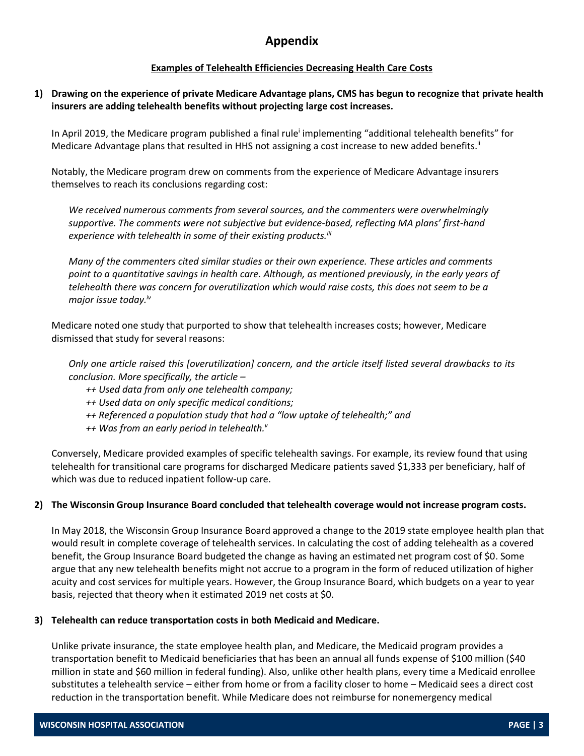# Appendix

**Examples of Telehealth Efficiencies Decreasing Health Care Costs**

**1) Drawing on the experience of private Medicare Advantage plans, CMS has begun to recognize that private health insurers are adding telehealth benefits without projecting large cost increases.**

In April 2019, the Medicare program published a final rule[i] implementing "additional telehealth benefits" for Medicare Advantage plans that resulted in HHS not assigning a cost increase to new added benefits.[ii]

Notably, the Medicare program drew on comments from the experience of Medicare Advantage insurers themselves to reach its conclusions regarding cost:

*We received numerous comments from several sources, and the commenters were overwhelmingly supportive. The comments were not subjective but evidence-based, reflecting MA plans' first-hand experience with telehealth in some of their existing products.*[iii]

*Many of the commenters cited similar studies or their own experience. These articles and comments point to a quantitative savings in health care. Although, as mentioned previously, in the early years of telehealth there was concern for overutilization which would raise costs, this does not seem to be a major issue today.*[iv]

Medicare noted one study that purported to show that telehealth increases costs; however, Medicare dismissed that study for several reasons:

*Only one article raised this [overutilization] concern, and the article itself listed several drawbacks to its conclusion. More specifically, the article –*

*++ Used data from only one telehealth company;*
*++ Used data on only specific medical conditions;*
*++ Referenced a population study that had a "low uptake of telehealth;" and*
*++ Was from an early period in telehealth.*[v]

Conversely, Medicare provided examples of specific telehealth savings. For example, its review found that using telehealth for transitional care programs for discharged Medicare patients saved $1,333 per beneficiary, half of which was due to reduced inpatient follow-up care.

**2) The Wisconsin Group Insurance Board concluded that telehealth coverage would not increase program costs.**

In May 2018, the Wisconsin Group Insurance Board approved a change to the 2019 state employee health plan that would result in complete coverage of telehealth services. In calculating the cost of adding telehealth as a covered benefit, the Group Insurance Board budgeted the change as having an estimated net program cost of $0. Some argue that any new telehealth benefits might not accrue to a program in the form of reduced utilization of higher acuity and cost services for multiple years. However, the Group Insurance Board, which budgets on a year to year basis, rejected that theory when it estimated 2019 net costs at $0.

**3) Telehealth can reduce transportation costs in both Medicaid and Medicare.**

Unlike private insurance, the state employee health plan, and Medicare, the Medicaid program provides a transportation benefit to Medicaid beneficiaries that has been an annual all funds expense of $100 million ($40 million in state and $60 million in federal funding). Also, unlike other health plans, every time a Medicaid enrollee substitutes a telehealth service – either from home or from a facility closer to home – Medicaid sees a direct cost reduction in the transportation benefit. While Medicare does not reimburse for nonemergency medical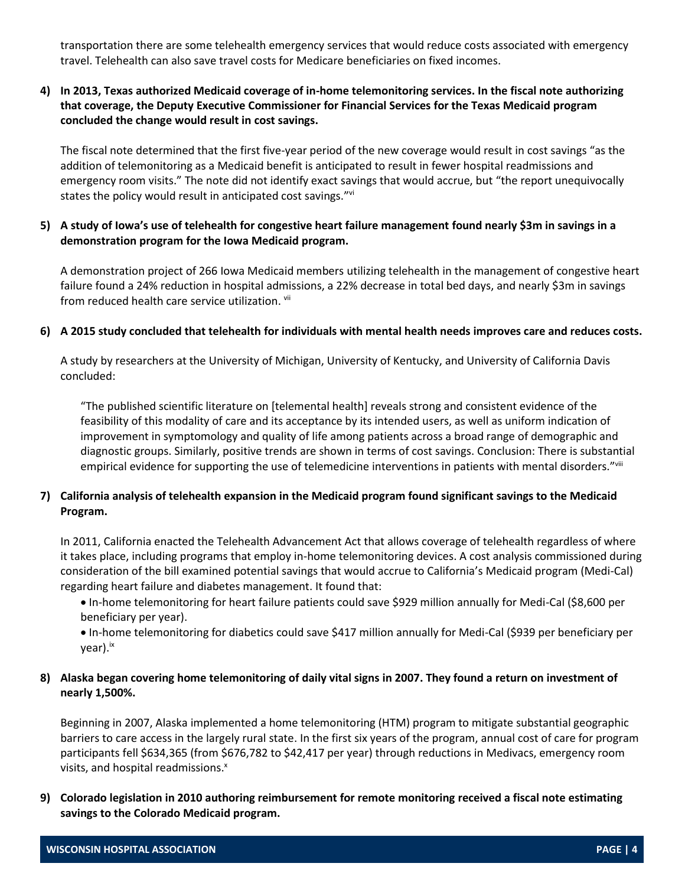transportation there are some telehealth emergency services that would reduce costs associated with emergency travel. Telehealth can also save travel costs for Medicare beneficiaries on fixed incomes.

**4) In 2013, Texas authorized Medicaid coverage of in-home telemonitoring services. In the fiscal note authorizing that coverage, the Deputy Executive Commissioner for Financial Services for the Texas Medicaid program concluded the change would result in cost savings.**

The fiscal note determined that the first five-year period of the new coverage would result in cost savings "as the addition of telemonitoring as a Medicaid benefit is anticipated to result in fewer hospital readmissions and emergency room visits." The note did not identify exact savings that would accrue, but "the report unequivocally states the policy would result in anticipated cost savings."[vi]

**5) A study of Iowa's use of telehealth for congestive heart failure management found nearly $3m in savings in a demonstration program for the Iowa Medicaid program.**

A demonstration project of 266 Iowa Medicaid members utilizing telehealth in the management of congestive heart failure found a 24% reduction in hospital admissions, a 22% decrease in total bed days, and nearly $3m in savings from reduced health care service utilization. [vii]

**6) A 2015 study concluded that telehealth for individuals with mental health needs improves care and reduces costs.**

A study by researchers at the University of Michigan, University of Kentucky, and University of California Davis concluded:

> "The published scientific literature on [telemental health] reveals strong and consistent evidence of the feasibility of this modality of care and its acceptance by its intended users, as well as uniform indication of improvement in symptomology and quality of life among patients across a broad range of demographic and diagnostic groups. Similarly, positive trends are shown in terms of cost savings. Conclusion: There is substantial empirical evidence for supporting the use of telemedicine interventions in patients with mental disorders."[viii]

**7) California analysis of telehealth expansion in the Medicaid program found significant savings to the Medicaid Program.**

In 2011, California enacted the Telehealth Advancement Act that allows coverage of telehealth regardless of where it takes place, including programs that employ in-home telemonitoring devices. A cost analysis commissioned during consideration of the bill examined potential savings that would accrue to California's Medicaid program (Medi-Cal) regarding heart failure and diabetes management. It found that:

- In-home telemonitoring for heart failure patients could save $929 million annually for Medi-Cal ($8,600 per beneficiary per year).
- In-home telemonitoring for diabetics could save $417 million annually for Medi-Cal ($939 per beneficiary per year).[ix]

**8) Alaska began covering home telemonitoring of daily vital signs in 2007. They found a return on investment of nearly 1,500%.**

Beginning in 2007, Alaska implemented a home telemonitoring (HTM) program to mitigate substantial geographic barriers to care access in the largely rural state. In the first six years of the program, annual cost of care for program participants fell $634,365 (from $676,782 to $42,417 per year) through reductions in Medivacs, emergency room visits, and hospital readmissions.[x]

**9) Colorado legislation in 2010 authoring reimbursement for remote monitoring received a fiscal note estimating savings to the Colorado Medicaid program.**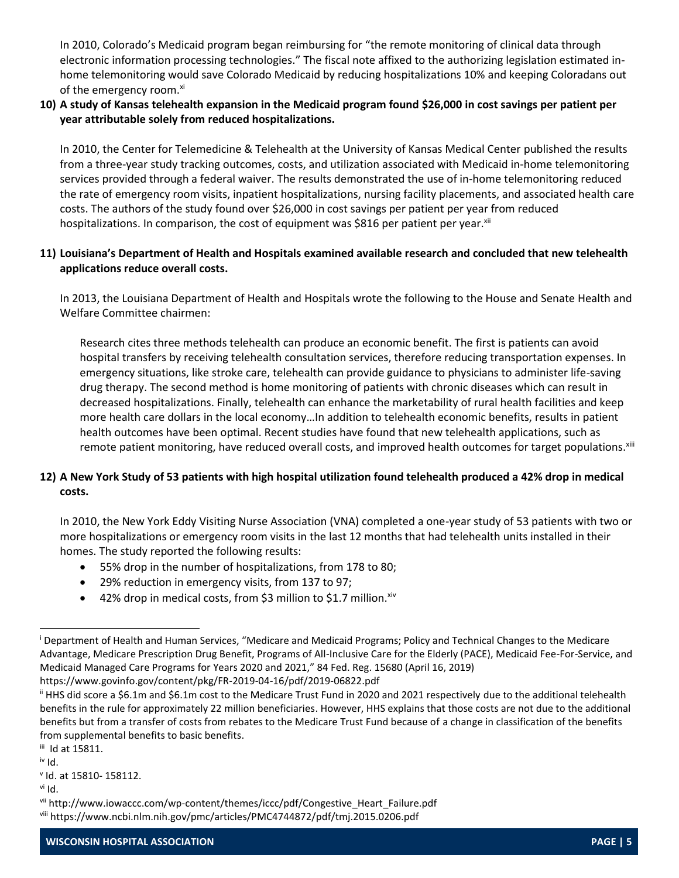In 2010, Colorado's Medicaid program began reimbursing for "the remote monitoring of clinical data through electronic information processing technologies." The fiscal note affixed to the authorizing legislation estimated in-home telemonitoring would save Colorado Medicaid by reducing hospitalizations 10% and keeping Coloradans out of the emergency room.[xi]

**10) A study of Kansas telehealth expansion in the Medicaid program found $26,000 in cost savings per patient per year attributable solely from reduced hospitalizations.**

In 2010, the Center for Telemedicine & Telehealth at the University of Kansas Medical Center published the results from a three-year study tracking outcomes, costs, and utilization associated with Medicaid in-home telemonitoring services provided through a federal waiver. The results demonstrated the use of in-home telemonitoring reduced the rate of emergency room visits, inpatient hospitalizations, nursing facility placements, and associated health care costs. The authors of the study found over $26,000 in cost savings per patient per year from reduced hospitalizations. In comparison, the cost of equipment was $816 per patient per year.[xii]

**11) Louisiana's Department of Health and Hospitals examined available research and concluded that new telehealth applications reduce overall costs.**

In 2013, the Louisiana Department of Health and Hospitals wrote the following to the House and Senate Health and Welfare Committee chairmen:

> Research cites three methods telehealth can produce an economic benefit. The first is patients can avoid hospital transfers by receiving telehealth consultation services, therefore reducing transportation expenses. In emergency situations, like stroke care, telehealth can provide guidance to physicians to administer life-saving drug therapy. The second method is home monitoring of patients with chronic diseases which can result in decreased hospitalizations. Finally, telehealth can enhance the marketability of rural health facilities and keep more health care dollars in the local economy…In addition to telehealth economic benefits, results in patient health outcomes have been optimal. Recent studies have found that new telehealth applications, such as remote patient monitoring, have reduced overall costs, and improved health outcomes for target populations.[xiii]

**12) A New York Study of 53 patients with high hospital utilization found telehealth produced a 42% drop in medical costs.**

In 2010, the New York Eddy Visiting Nurse Association (VNA) completed a one-year study of 53 patients with two or more hospitalizations or emergency room visits in the last 12 months that had telehealth units installed in their homes. The study reported the following results:

- 55% drop in the number of hospitalizations, from 178 to 80;
- 29% reduction in emergency visits, from 137 to 97;
- 42% drop in medical costs, from $3 million to $1.7 million.[xiv]

---

[i] Department of Health and Human Services, "Medicare and Medicaid Programs; Policy and Technical Changes to the Medicare Advantage, Medicare Prescription Drug Benefit, Programs of All-Inclusive Care for the Elderly (PACE), Medicaid Fee-For-Service, and Medicaid Managed Care Programs for Years 2020 and 2021," 84 Fed. Reg. 15680 (April 16, 2019) https://www.govinfo.gov/content/pkg/FR-2019-04-16/pdf/2019-06822.pdf

[ii] HHS did score a $6.1m and $6.1m cost to the Medicare Trust Fund in 2020 and 2021 respectively due to the additional telehealth benefits in the rule for approximately 22 million beneficiaries. However, HHS explains that those costs are not due to the additional benefits but from a transfer of costs from rebates to the Medicare Trust Fund because of a change in classification of the benefits from supplemental benefits to basic benefits.

[iii] Id at 15811.

[iv] Id.

[v] Id. at 15810- 158112.

[vi] Id.

[vii] http://www.iowaccc.com/wp-content/themes/iccc/pdf/Congestive_Heart_Failure.pdf

[viii] https://www.ncbi.nlm.nih.gov/pmc/articles/PMC4744872/pdf/tmj.2015.0206.pdf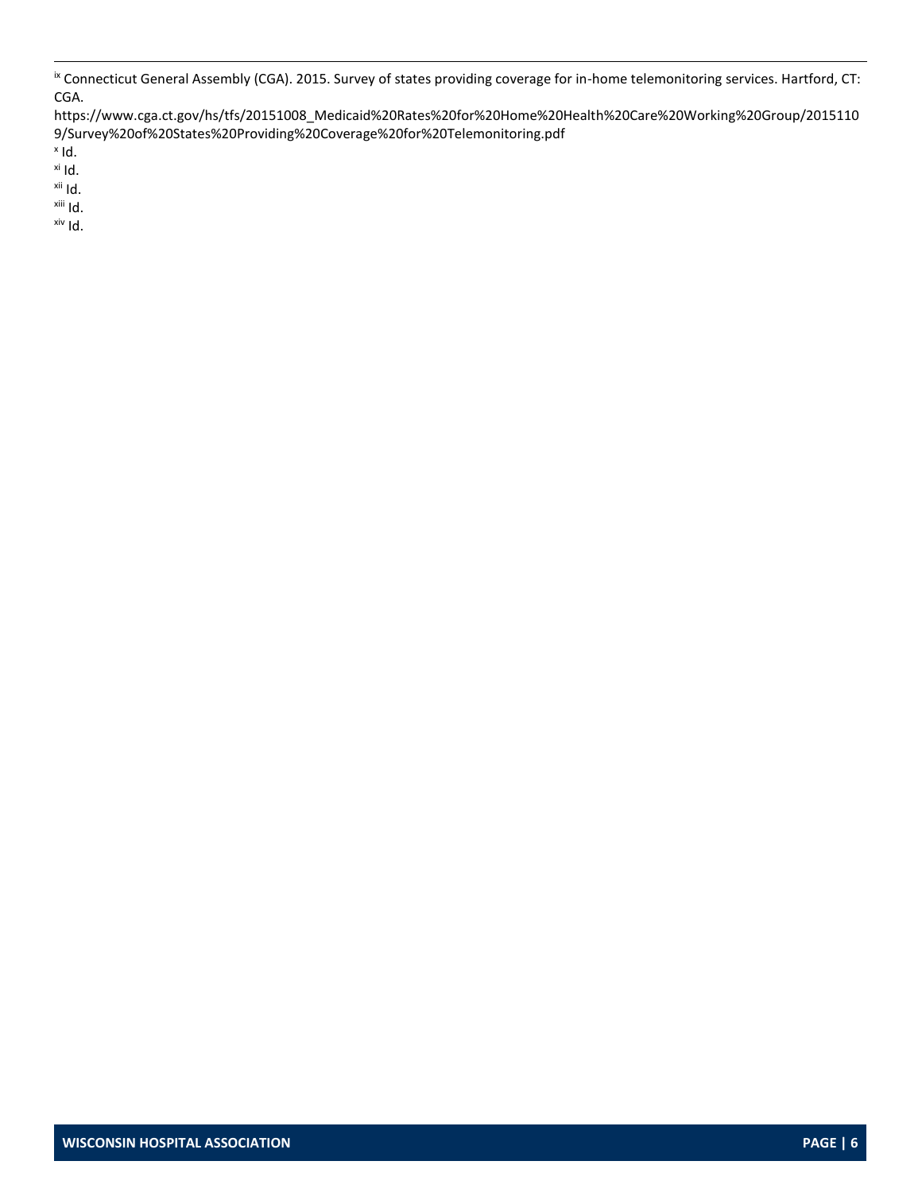[ix] Connecticut General Assembly (CGA). 2015. Survey of states providing coverage for in-home telemonitoring services. Hartford, CT: CGA.
https://www.cga.ct.gov/hs/tfs/20151008_Medicaid%20Rates%20for%20Home%20Health%20Care%20Working%20Group/20151109/Survey%20of%20States%20Providing%20Coverage%20for%20Telemonitoring.pdf

[x] Id.

[xi] Id.

[xii] Id.

[xiii] Id.

[xiv] Id.